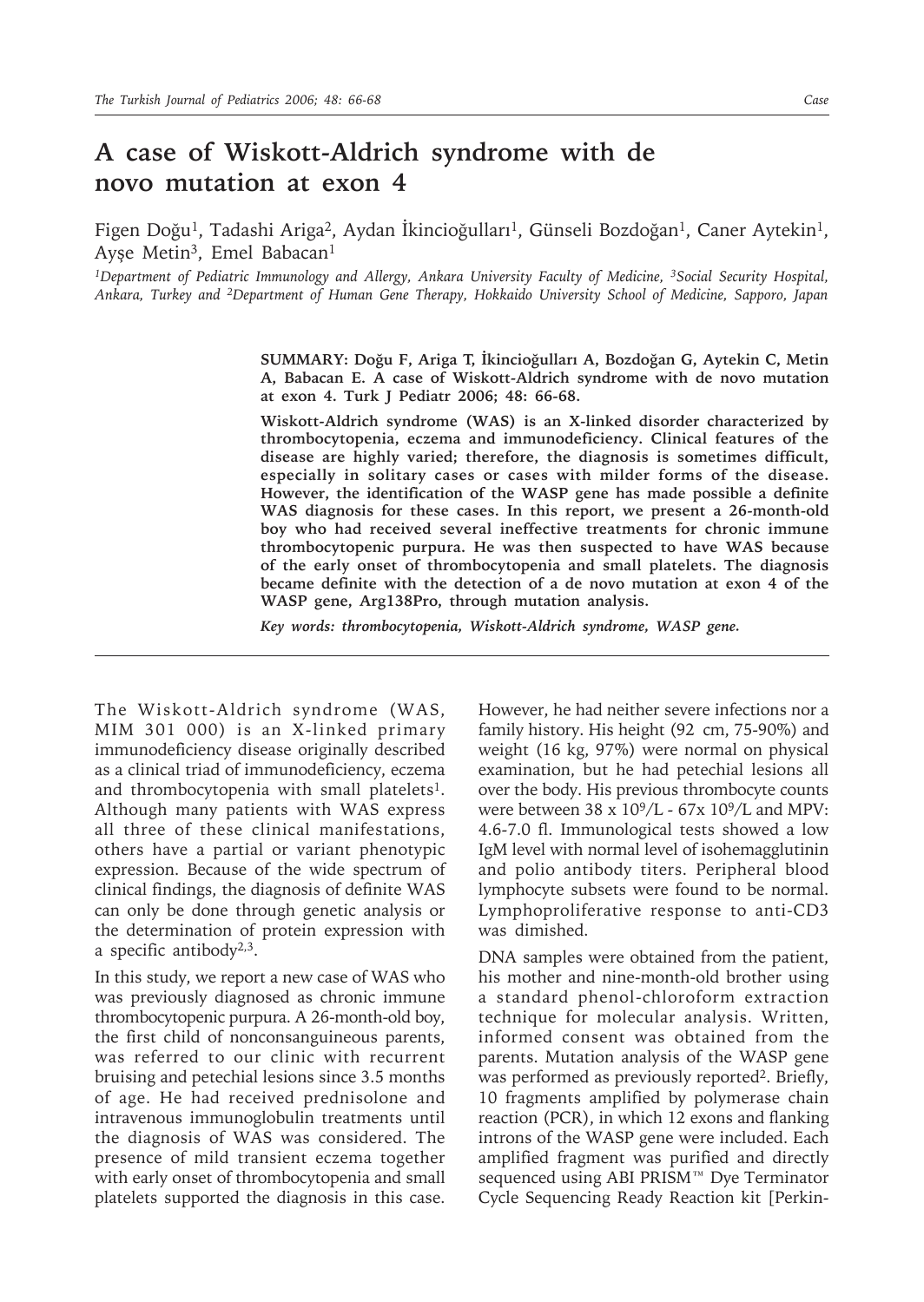# A case of Wiskott-Aldrich syndrome with de novo mutation at exon 4

Figen Doğu[1], Tadashi Ariga[2], Aydan İkincioğulları[1], Günseli Bozdoğan[1], Caner Aytekin[1], Ayşe Metin[3], Emel Babacan[1]

[1]Department of Pediatric Immunology and Allergy, Ankara University Faculty of Medicine, [3]Social Security Hospital, Ankara, Turkey and [2]Department of Human Gene Therapy, Hokkaido University School of Medicine, Sapporo, Japan

**SUMMARY: Doğu F, Ariga T, İkincioğulları A, Bozdoğan G, Aytekin C, Metin A, Babacan E. A case of Wiskott-Aldrich syndrome with de novo mutation at exon 4. Turk J Pediatr 2006; 48: 66-68.**

**Wiskott-Aldrich syndrome (WAS) is an X-linked disorder characterized by thrombocytopenia, eczema and immunodeficiency. Clinical features of the disease are highly varied; therefore, the diagnosis is sometimes difficult, especially in solitary cases or cases with milder forms of the disease. However, the identification of the WASP gene has made possible a definite WAS diagnosis for these cases. In this report, we present a 26-month-old boy who had received several ineffective treatments for chronic immune thrombocytopenic purpura. He was then suspected to have WAS because of the early onset of thrombocytopenia and small platelets. The diagnosis became definite with the detection of a de novo mutation at exon 4 of the WASP gene, Arg138Pro, through mutation analysis.**

***Key words: thrombocytopenia, Wiskott-Aldrich syndrome, WASP gene.***

The Wiskott-Aldrich syndrome (WAS, MIM 301 000) is an X-linked primary immunodeficiency disease originally described as a clinical triad of immunodeficiency, eczema and thrombocytopenia with small platelets[1]. Although many patients with WAS express all three of these clinical manifestations, others have a partial or variant phenotypic expression. Because of the wide spectrum of clinical findings, the diagnosis of definite WAS can only be done through genetic analysis or the determination of protein expression with a specific antibody[2,3].

In this study, we report a new case of WAS who was previously diagnosed as chronic immune thrombocytopenic purpura. A 26-month-old boy, the first child of nonconsanguineous parents, was referred to our clinic with recurrent bruising and petechial lesions since 3.5 months of age. He had received prednisolone and intravenous immunoglobulin treatments until the diagnosis of WAS was considered. The presence of mild transient eczema together with early onset of thrombocytopenia and small platelets supported the diagnosis in this case. However, he had neither severe infections nor a family history. His height (92 cm, 75-90%) and weight (16 kg, 97%) were normal on physical examination, but he had petechial lesions all over the body. His previous thrombocyte counts were between $38 \times 10^9$/L - $67 \times 10^9$/L and MPV: 4.6-7.0 fl. Immunological tests showed a low IgM level with normal level of isohemagglutinin and polio antibody titers. Peripheral blood lymphocyte subsets were found to be normal. Lymphoproliferative response to anti-CD3 was dimished.

DNA samples were obtained from the patient, his mother and nine-month-old brother using a standard phenol-chloroform extraction technique for molecular analysis. Written, informed consent was obtained from the parents. Mutation analysis of the WASP gene was performed as previously reported[2]. Briefly, 10 fragments amplified by polymerase chain reaction (PCR), in which 12 exons and flanking introns of the WASP gene were included. Each amplified fragment was purified and directly sequenced using ABI PRISM™ Dye Terminator Cycle Sequencing Ready Reaction kit [Perkin-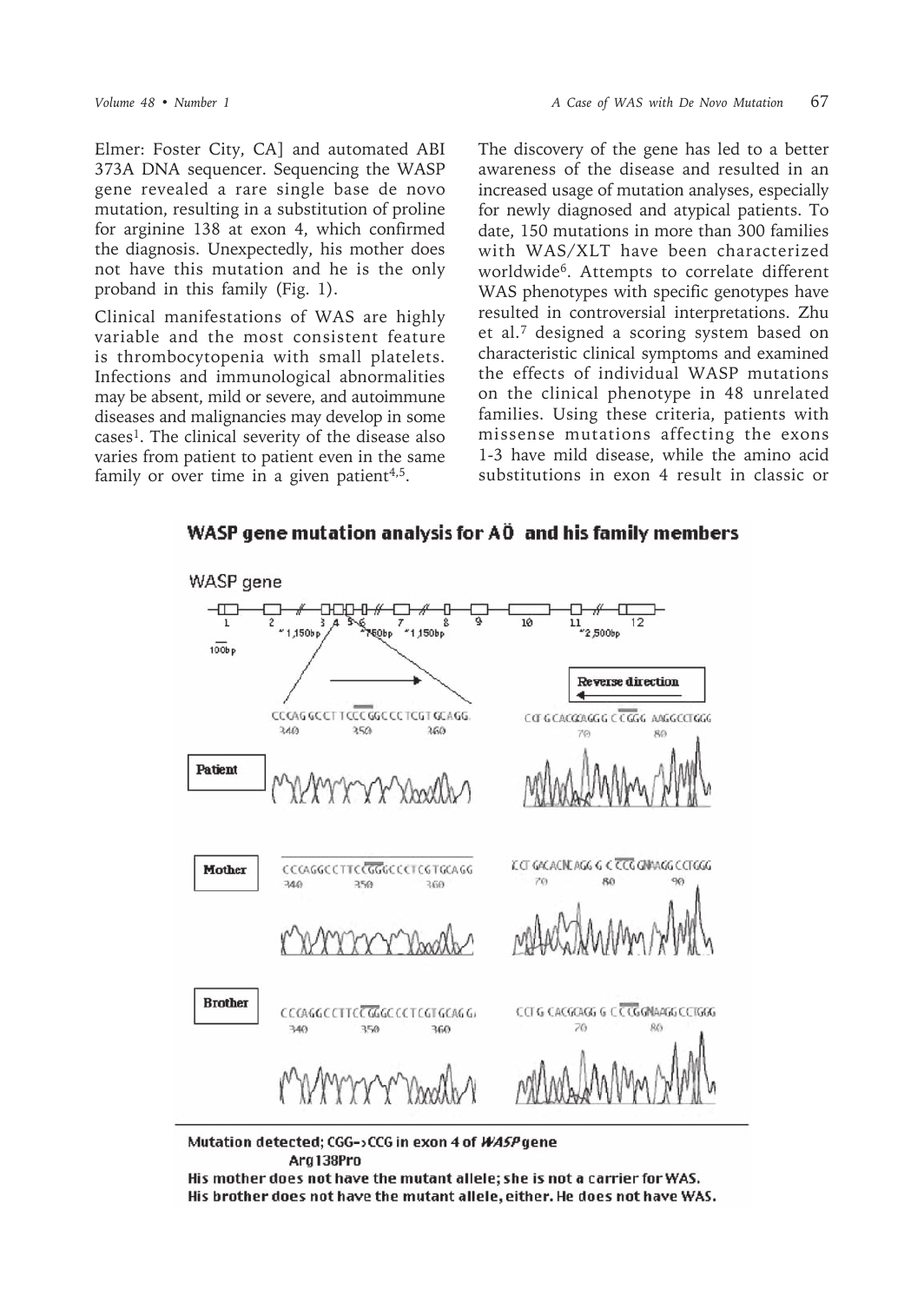Elmer: Foster City, CA] and automated ABI 373A DNA sequencer. Sequencing the WASP gene revealed a rare single base de novo mutation, resulting in a substitution of proline for arginine 138 at exon 4, which confirmed the diagnosis. Unexpectedly, his mother does not have this mutation and he is the only proband in this family (Fig. 1).

Clinical manifestations of WAS are highly variable and the most consistent feature is thrombocytopenia with small platelets. Infections and immunological abnormalities may be absent, mild or severe, and autoimmune diseases and malignancies may develop in some cases[1]. The clinical severity of the disease also varies from patient to patient even in the same family or over time in a given patient[4,5].

The discovery of the gene has led to a better awareness of the disease and resulted in an increased usage of mutation analyses, especially for newly diagnosed and atypical patients. To date, 150 mutations in more than 300 families with WAS/XLT have been characterized worldwide[6]. Attempts to correlate different WAS phenotypes with specific genotypes have resulted in controversial interpretations. Zhu et al.[7] designed a scoring system based on characteristic clinical symptoms and examined the effects of individual WASP mutations on the clinical phenotype in 48 unrelated families. Using these criteria, patients with missense mutations affecting the exons 1-3 have mild disease, while the amino acid substitutions in exon 4 result in classic or

**WASP gene mutation analysis for AÖ and his family members**

WASP gene

Mutation detected; CGG->CCG in exon 4 of *WASP* gene
Arg138Pro
His mother does not have the mutant allele; she is not a carrier for WAS.
His brother does not have the mutant allele, either. He does not have WAS.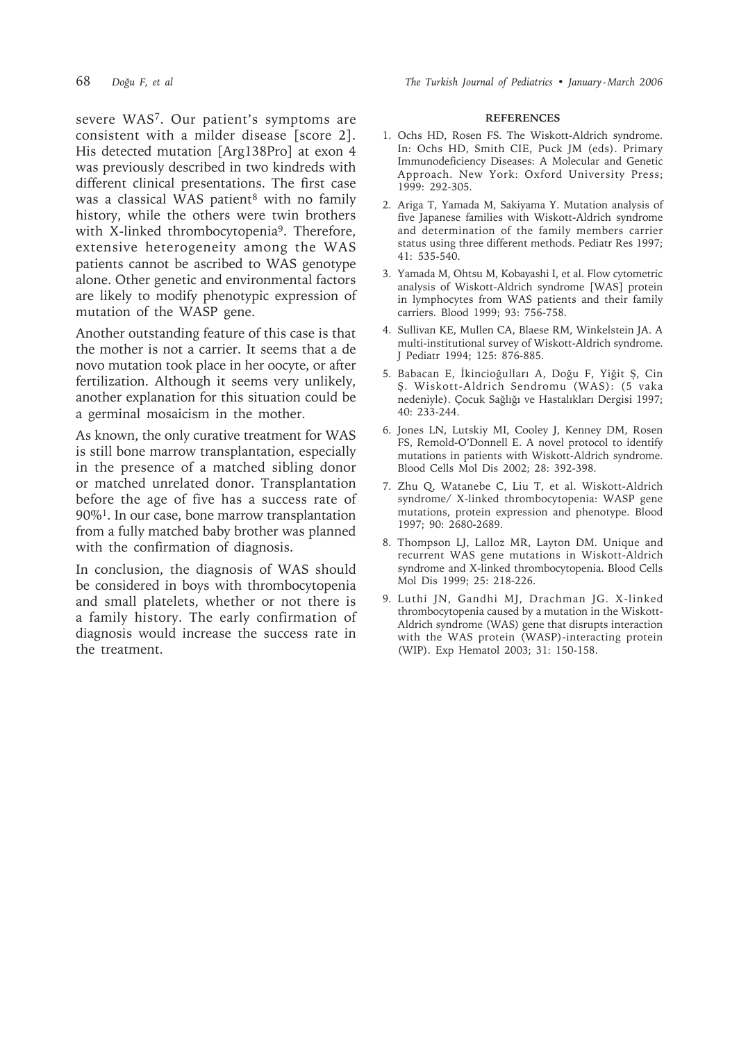severe WAS[7]. Our patient's symptoms are consistent with a milder disease [score 2]. His detected mutation [Arg138Pro] at exon 4 was previously described in two kindreds with different clinical presentations. The first case was a classical WAS patient[8] with no family history, while the others were twin brothers with X-linked thrombocytopenia[9]. Therefore, extensive heterogeneity among the WAS patients cannot be ascribed to WAS genotype alone. Other genetic and environmental factors are likely to modify phenotypic expression of mutation of the WASP gene.

Another outstanding feature of this case is that the mother is not a carrier. It seems that a de novo mutation took place in her oocyte, or after fertilization. Although it seems very unlikely, another explanation for this situation could be a germinal mosaicism in the mother.

As known, the only curative treatment for WAS is still bone marrow transplantation, especially in the presence of a matched sibling donor or matched unrelated donor. Transplantation before the age of five has a success rate of 90%[1]. In our case, bone marrow transplantation from a fully matched baby brother was planned with the confirmation of diagnosis.

In conclusion, the diagnosis of WAS should be considered in boys with thrombocytopenia and small platelets, whether or not there is a family history. The early confirmation of diagnosis would increase the success rate in the treatment.

## REFERENCES

1. Ochs HD, Rosen FS. The Wiskott-Aldrich syndrome. In: Ochs HD, Smith CIE, Puck JM (eds). Primary Immunodeficiency Diseases: A Molecular and Genetic Approach. New York: Oxford University Press; 1999: 292-305.
2. Ariga T, Yamada M, Sakiyama Y. Mutation analysis of five Japanese families with Wiskott-Aldrich syndrome and determination of the family members carrier status using three different methods. Pediatr Res 1997; 41: 535-540.
3. Yamada M, Ohtsu M, Kobayashi I, et al. Flow cytometric analysis of Wiskott-Aldrich syndrome [WAS] protein in lymphocytes from WAS patients and their family carriers. Blood 1999; 93: 756-758.
4. Sullivan KE, Mullen CA, Blaese RM, Winkelstein JA. A multi-institutional survey of Wiskott-Aldrich syndrome. J Pediatr 1994; 125: 876-885.
5. Babacan E, İkincioğulları A, Doğu F, Yiğit Ş, Cin Ş. Wiskott-Aldrich Sendromu (WAS): (5 vaka nedeniyle). Çocuk Sağlığı ve Hastalıkları Dergisi 1997; 40: 233-244.
6. Jones LN, Lutskiy MI, Cooley J, Kenney DM, Rosen FS, Remold-O'Donnell E. A novel protocol to identify mutations in patients with Wiskott-Aldrich syndrome. Blood Cells Mol Dis 2002; 28: 392-398.
7. Zhu Q, Watanebe C, Liu T, et al. Wiskott-Aldrich syndrome/ X-linked thrombocytopenia: WASP gene mutations, protein expression and phenotype. Blood 1997; 90: 2680-2689.
8. Thompson LJ, Lalloz MR, Layton DM. Unique and recurrent WAS gene mutations in Wiskott-Aldrich syndrome and X-linked thrombocytopenia. Blood Cells Mol Dis 1999; 25: 218-226.
9. Luthi JN, Gandhi MJ, Drachman JG. X-linked thrombocytopenia caused by a mutation in the Wiskott-Aldrich syndrome (WAS) gene that disrupts interaction with the WAS protein (WASP)-interacting protein (WIP). Exp Hematol 2003; 31: 150-158.